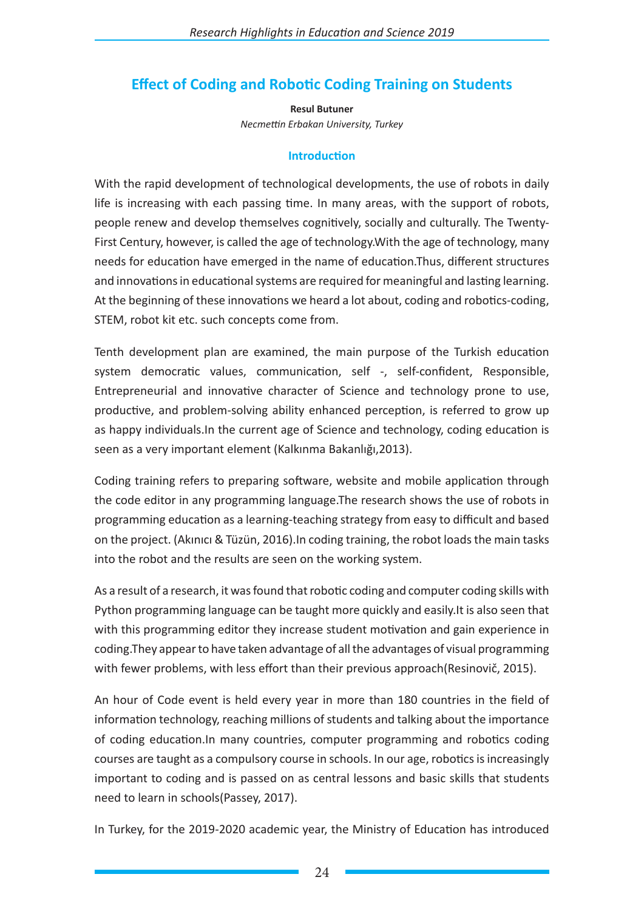# Effect of Coding and Robotic Coding Training on Students

**Resul Butuner**

*Necmettin Erbakan University, Turkey*

## Introduction

With the rapid development of technological developments, the use of robots in daily life is increasing with each passing time. In many areas, with the support of robots, people renew and develop themselves cognitively, socially and culturally. The Twenty-First Century, however, is called the age of technology.With the age of technology, many needs for education have emerged in the name of education.Thus, different structures and innovations in educational systems are required for meaningful and lasting learning. At the beginning of these innovations we heard a lot about, coding and robotics-coding, STEM, robot kit etc. such concepts come from.

Tenth development plan are examined, the main purpose of the Turkish education system democratic values, communication, self -, self-confident, Responsible, Entrepreneurial and innovative character of Science and technology prone to use, productive, and problem-solving ability enhanced perception, is referred to grow up as happy individuals.In the current age of Science and technology, coding education is seen as a very important element (Kalkınma Bakanlığı,2013).

Coding training refers to preparing software, website and mobile application through the code editor in any programming language.The research shows the use of robots in programming education as a learning-teaching strategy from easy to difficult and based on the project. (Akınıcı & Tüzün, 2016).In coding training, the robot loads the main tasks into the robot and the results are seen on the working system.

As a result of a research, it was found that robotic coding and computer coding skills with Python programming language can be taught more quickly and easily.It is also seen that with this programming editor they increase student motivation and gain experience in coding.They appear to have taken advantage of all the advantages of visual programming with fewer problems, with less effort than their previous approach(Resinovič, 2015).

An hour of Code event is held every year in more than 180 countries in the field of information technology, reaching millions of students and talking about the importance of coding education.In many countries, computer programming and robotics coding courses are taught as a compulsory course in schools. In our age, robotics is increasingly important to coding and is passed on as central lessons and basic skills that students need to learn in schools(Passey, 2017).

In Turkey, for the 2019-2020 academic year, the Ministry of Education has introduced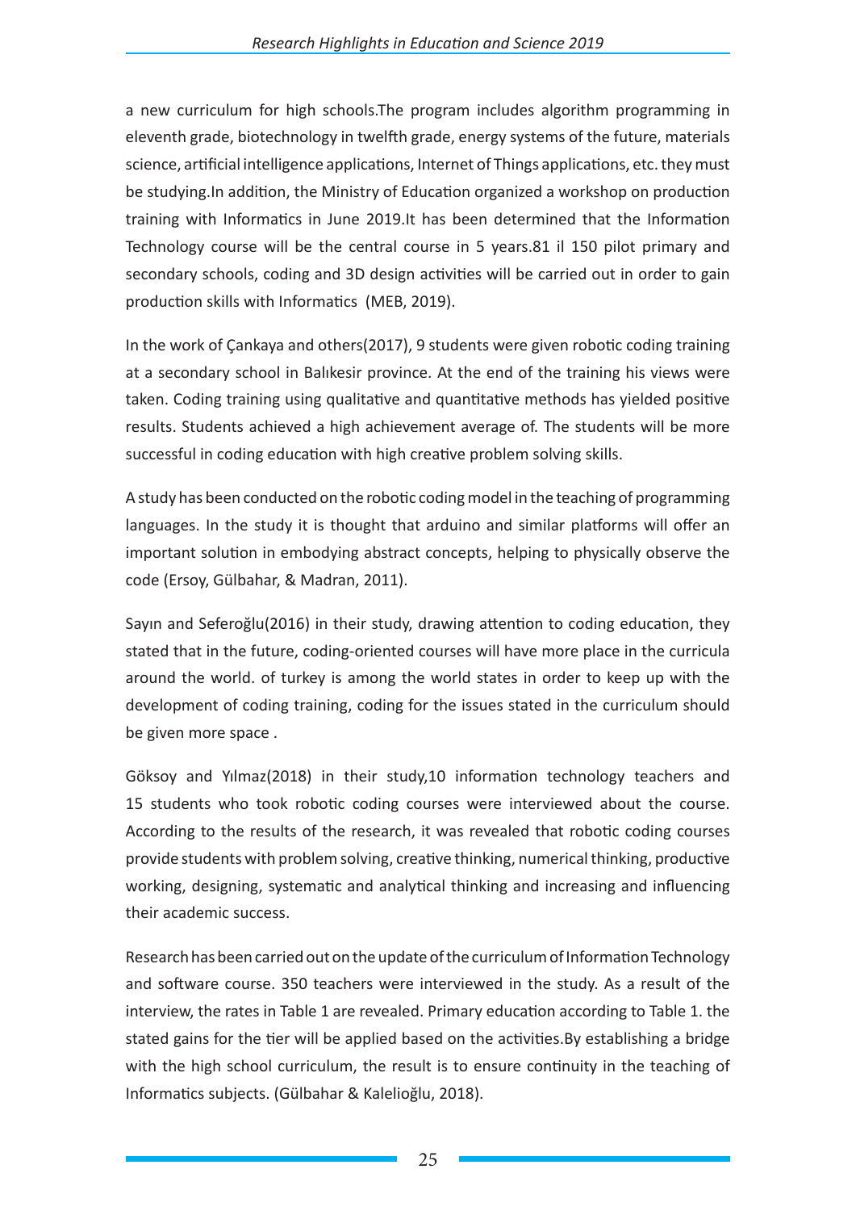a new curriculum for high schools.The program includes algorithm programming in eleventh grade, biotechnology in twelfth grade, energy systems of the future, materials science, artificial intelligence applications, Internet of Things applications, etc. they must be studying.In addition, the Ministry of Education organized a workshop on production training with Informatics in June 2019.It has been determined that the Information Technology course will be the central course in 5 years.81 il 150 pilot primary and secondary schools, coding and 3D design activities will be carried out in order to gain production skills with Informatics (MEB, 2019).

In the work of Çankaya and others(2017), 9 students were given robotic coding training at a secondary school in Balıkesir province. At the end of the training his views were taken. Coding training using qualitative and quantitative methods has yielded positive results. Students achieved a high achievement average of. The students will be more successful in coding education with high creative problem solving skills.

A study has been conducted on the robotic coding model in the teaching of programming languages. In the study it is thought that arduino and similar platforms will offer an important solution in embodying abstract concepts, helping to physically observe the code (Ersoy, Gülbahar, & Madran, 2011).

Sayın and Seferoğlu(2016) in their study, drawing attention to coding education, they stated that in the future, coding-oriented courses will have more place in the curricula around the world. of turkey is among the world states in order to keep up with the development of coding training, coding for the issues stated in the curriculum should be given more space .

Göksoy and Yılmaz(2018) in their study,10 information technology teachers and 15 students who took robotic coding courses were interviewed about the course. According to the results of the research, it was revealed that robotic coding courses provide students with problem solving, creative thinking, numerical thinking, productive working, designing, systematic and analytical thinking and increasing and influencing their academic success.

Research has been carried out on the update of the curriculum of Information Technology and software course. 350 teachers were interviewed in the study. As a result of the interview, the rates in Table 1 are revealed. Primary education according to Table 1. the stated gains for the tier will be applied based on the activities.By establishing a bridge with the high school curriculum, the result is to ensure continuity in the teaching of Informatics subjects. (Gülbahar & Kalelioğlu, 2018).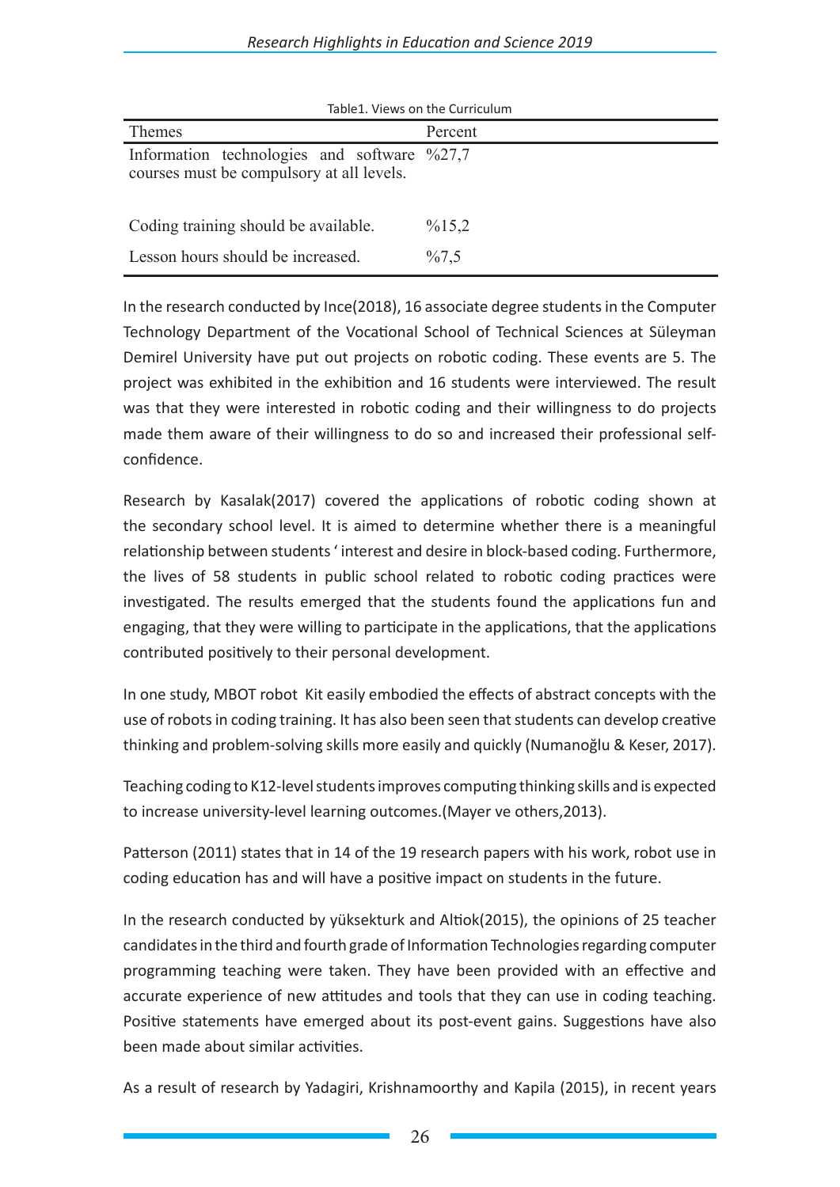Table1. Views on the Curriculum

| Themes | Percent |
|---|---|
| Information technologies and software courses must be compulsory at all levels. | %27,7 |
| Coding training should be available. | %15,2 |
| Lesson hours should be increased. | %7,5 |

In the research conducted by Ince(2018), 16 associate degree students in the Computer Technology Department of the Vocational School of Technical Sciences at Süleyman Demirel University have put out projects on robotic coding. These events are 5. The project was exhibited in the exhibition and 16 students were interviewed. The result was that they were interested in robotic coding and their willingness to do projects made them aware of their willingness to do so and increased their professional self-confidence.

Research by Kasalak(2017) covered the applications of robotic coding shown at the secondary school level. It is aimed to determine whether there is a meaningful relationship between students ' interest and desire in block-based coding. Furthermore, the lives of 58 students in public school related to robotic coding practices were investigated. The results emerged that the students found the applications fun and engaging, that they were willing to participate in the applications, that the applications contributed positively to their personal development.

In one study, MBOT robot Kit easily embodied the effects of abstract concepts with the use of robots in coding training. It has also been seen that students can develop creative thinking and problem-solving skills more easily and quickly (Numanoğlu & Keser, 2017).

Teaching coding to K12-level students improves computing thinking skills and is expected to increase university-level learning outcomes.(Mayer ve others,2013).

Patterson (2011) states that in 14 of the 19 research papers with his work, robot use in coding education has and will have a positive impact on students in the future.

In the research conducted by yüksekturk and Altiok(2015), the opinions of 25 teacher candidates in the third and fourth grade of Information Technologies regarding computer programming teaching were taken. They have been provided with an effective and accurate experience of new attitudes and tools that they can use in coding teaching. Positive statements have emerged about its post-event gains. Suggestions have also been made about similar activities.

As a result of research by Yadagiri, Krishnamoorthy and Kapila (2015), in recent years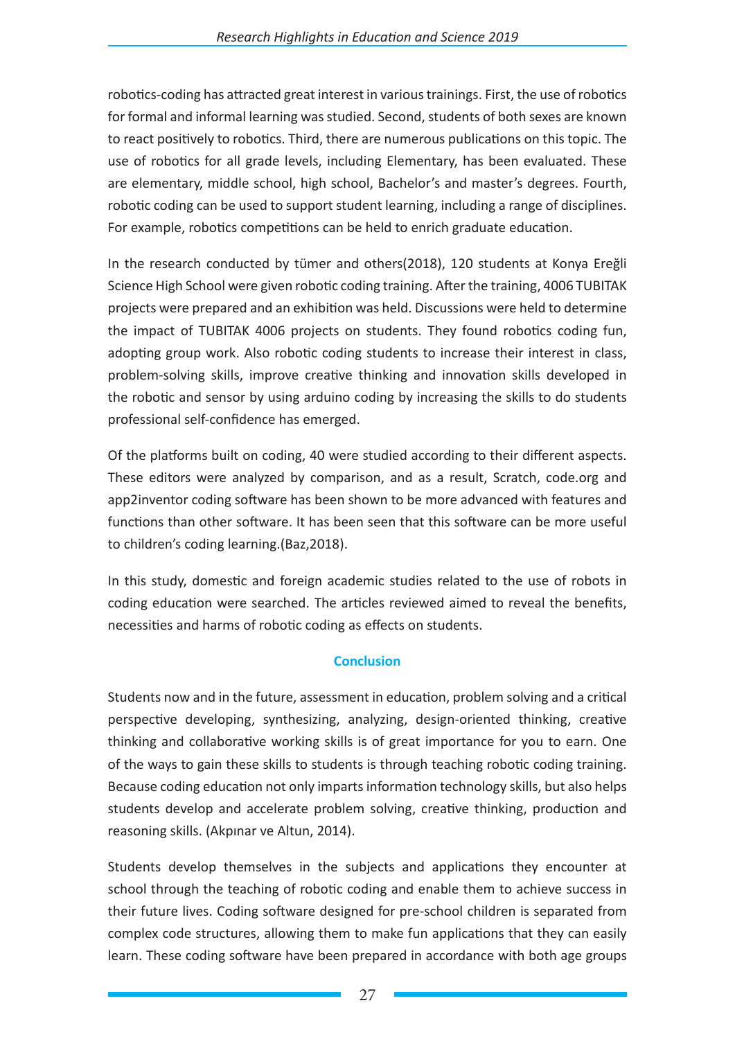robotics-coding has attracted great interest in various trainings. First, the use of robotics for formal and informal learning was studied. Second, students of both sexes are known to react positively to robotics. Third, there are numerous publications on this topic. The use of robotics for all grade levels, including Elementary, has been evaluated. These are elementary, middle school, high school, Bachelor's and master's degrees. Fourth, robotic coding can be used to support student learning, including a range of disciplines. For example, robotics competitions can be held to enrich graduate education.

In the research conducted by tümer and others(2018), 120 students at Konya Ereğli Science High School were given robotic coding training. After the training, 4006 TUBITAK projects were prepared and an exhibition was held. Discussions were held to determine the impact of TUBITAK 4006 projects on students. They found robotics coding fun, adopting group work. Also robotic coding students to increase their interest in class, problem-solving skills, improve creative thinking and innovation skills developed in the robotic and sensor by using arduino coding by increasing the skills to do students professional self-confidence has emerged.

Of the platforms built on coding, 40 were studied according to their different aspects. These editors were analyzed by comparison, and as a result, Scratch, code.org and app2inventor coding software has been shown to be more advanced with features and functions than other software. It has been seen that this software can be more useful to children's coding learning.(Baz,2018).

In this study, domestic and foreign academic studies related to the use of robots in coding education were searched. The articles reviewed aimed to reveal the benefits, necessities and harms of robotic coding as effects on students.

## Conclusion

Students now and in the future, assessment in education, problem solving and a critical perspective developing, synthesizing, analyzing, design-oriented thinking, creative thinking and collaborative working skills is of great importance for you to earn. One of the ways to gain these skills to students is through teaching robotic coding training. Because coding education not only imparts information technology skills, but also helps students develop and accelerate problem solving, creative thinking, production and reasoning skills. (Akpınar ve Altun, 2014).

Students develop themselves in the subjects and applications they encounter at school through the teaching of robotic coding and enable them to achieve success in their future lives. Coding software designed for pre-school children is separated from complex code structures, allowing them to make fun applications that they can easily learn. These coding software have been prepared in accordance with both age groups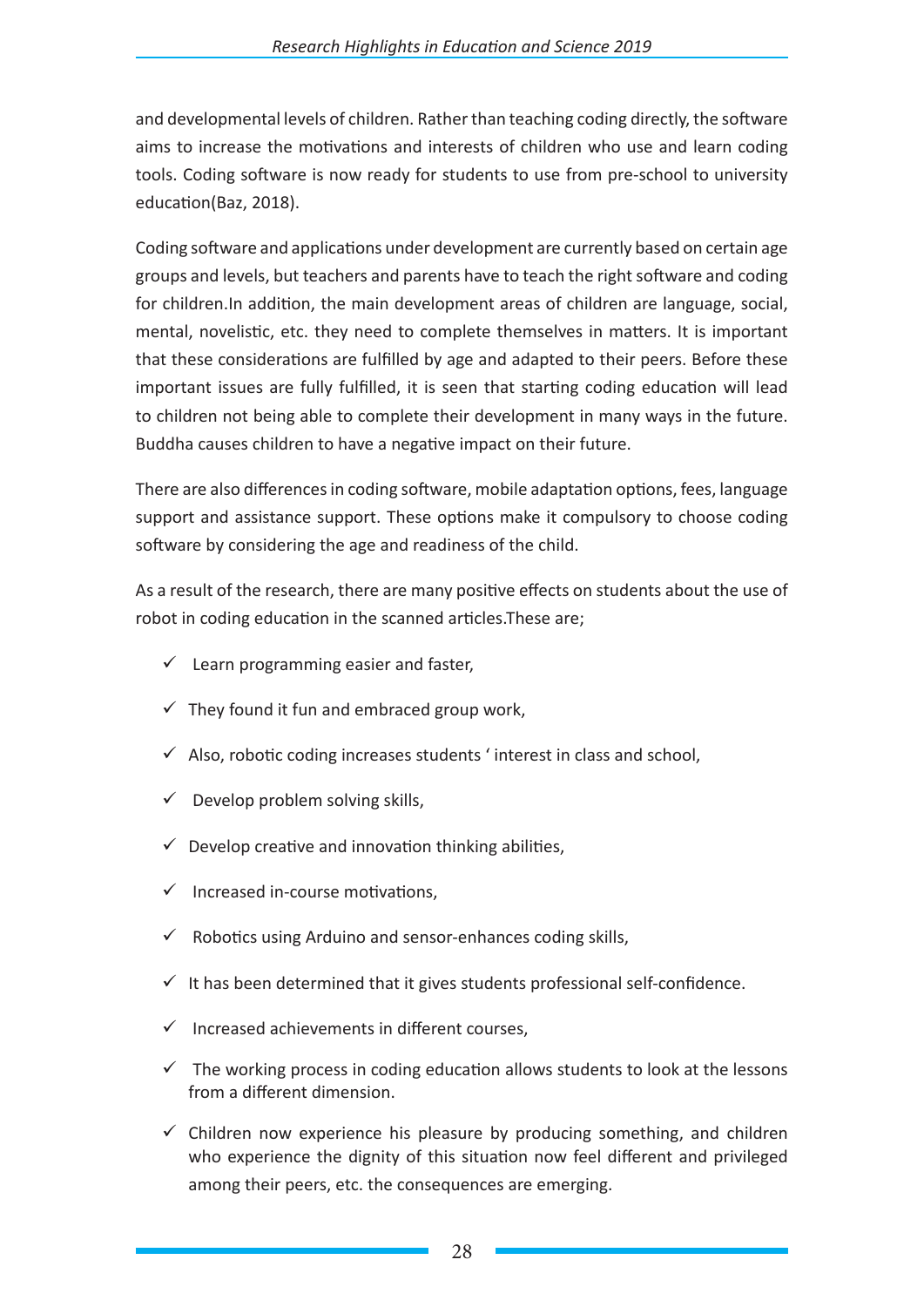and developmental levels of children. Rather than teaching coding directly, the software aims to increase the motivations and interests of children who use and learn coding tools. Coding software is now ready for students to use from pre-school to university education(Baz, 2018).

Coding software and applications under development are currently based on certain age groups and levels, but teachers and parents have to teach the right software and coding for children.In addition, the main development areas of children are language, social, mental, novelistic, etc. they need to complete themselves in matters. It is important that these considerations are fulfilled by age and adapted to their peers. Before these important issues are fully fulfilled, it is seen that starting coding education will lead to children not being able to complete their development in many ways in the future. Buddha causes children to have a negative impact on their future.

There are also differences in coding software, mobile adaptation options, fees, language support and assistance support. These options make it compulsory to choose coding software by considering the age and readiness of the child.

As a result of the research, there are many positive effects on students about the use of robot in coding education in the scanned articles.These are;

- ✓ Learn programming easier and faster,
- ✓ They found it fun and embraced group work,
- ✓ Also, robotic coding increases students ' interest in class and school,
- ✓ Develop problem solving skills,
- ✓ Develop creative and innovation thinking abilities,
- ✓ Increased in-course motivations,
- ✓ Robotics using Arduino and sensor-enhances coding skills,
- ✓ It has been determined that it gives students professional self-confidence.
- ✓ Increased achievements in different courses,
- ✓ The working process in coding education allows students to look at the lessons from a different dimension.
- ✓ Children now experience his pleasure by producing something, and children who experience the dignity of this situation now feel different and privileged among their peers, etc. the consequences are emerging.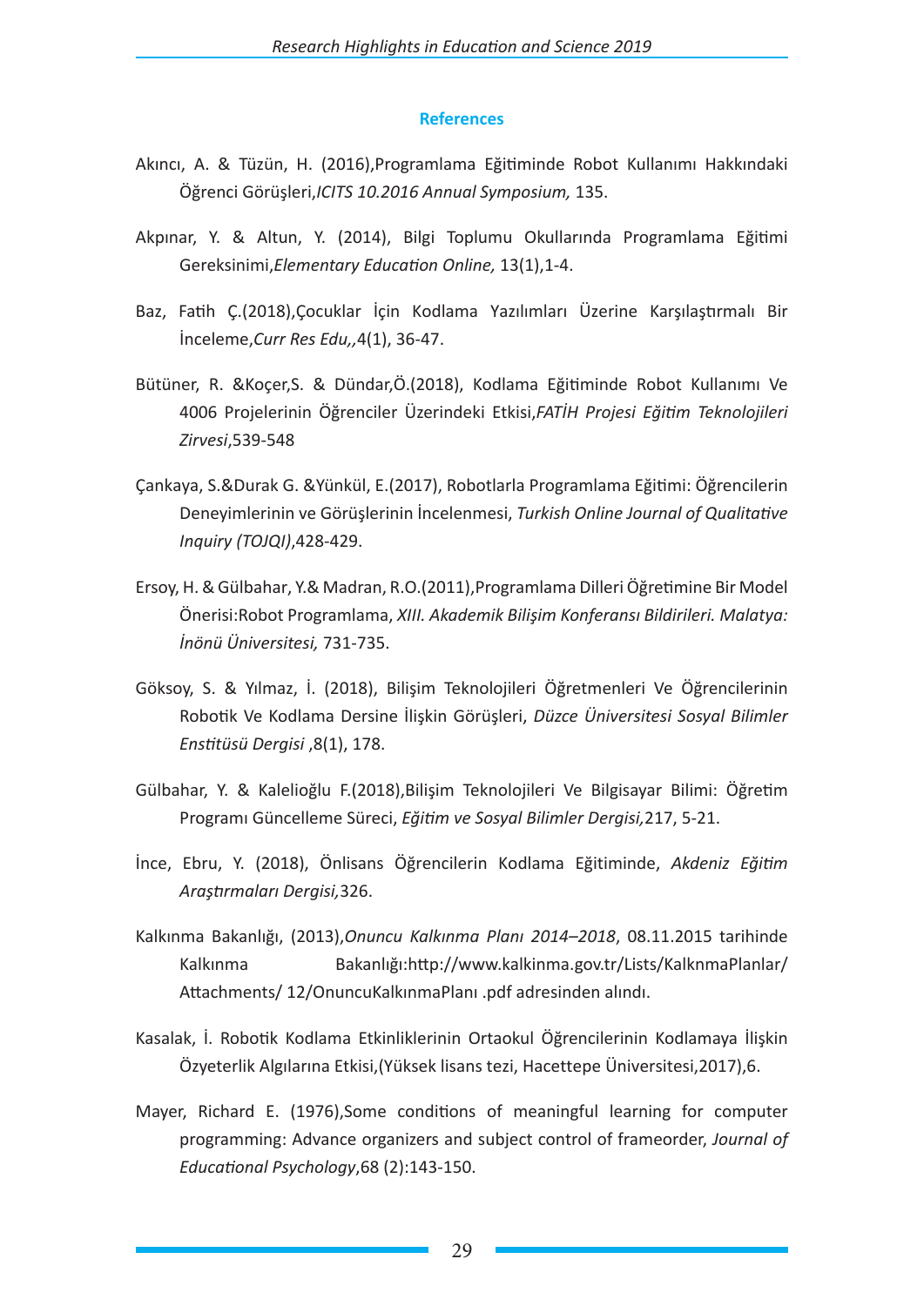## References

Akıncı, A. & Tüzün, H. (2016),Programlama Eğitiminde Robot Kullanımı Hakkındaki Öğrenci Görüşleri,*ICITS 10.2016 Annual Symposium,* 135.

Akpınar, Y. & Altun, Y. (2014), Bilgi Toplumu Okullarında Programlama Eğitimi Gereksinimi,*Elementary Education Online,* 13(1),1-4.

Baz, Fatih Ç.(2018),Çocuklar İçin Kodlama Yazılımları Üzerine Karşılaştırmalı Bir İnceleme,*Curr Res Edu,,*4(1), 36-47.

Bütüner, R. &Koçer,S. & Dündar,Ö.(2018), Kodlama Eğitiminde Robot Kullanımı Ve 4006 Projelerinin Öğrenciler Üzerindeki Etkisi,*FATİH Projesi Eğitim Teknolojileri Zirvesi*,539-548

Çankaya, S.&Durak G. &Yünkül, E.(2017), Robotlarla Programlama Eğitimi: Öğrencilerin Deneyimlerinin ve Görüşlerinin İncelenmesi, *Turkish Online Journal of Qualitative Inquiry (TOJQI)*,428-429.

Ersoy, H. & Gülbahar, Y.& Madran, R.O.(2011),Programlama Dilleri Öğretimine Bir Model Önerisi:Robot Programlama, *XIII. Akademik Bilişim Konferansı Bildirileri. Malatya: İnönü Üniversitesi,* 731-735.

Göksoy, S. & Yılmaz, İ. (2018), Bilişim Teknolojileri Öğretmenleri Ve Öğrencilerinin Robotik Ve Kodlama Dersine İlişkin Görüşleri, *Düzce Üniversitesi Sosyal Bilimler Enstitüsü Dergisi* ,8(1), 178.

Gülbahar, Y. & Kalelioğlu F.(2018),Bilişim Teknolojileri Ve Bilgisayar Bilimi: Öğretim Programı Güncelleme Süreci, *Eğitim ve Sosyal Bilimler Dergisi,*217, 5-21.

İnce, Ebru, Y. (2018), Önlisans Öğrencilerin Kodlama Eğitiminde, *Akdeniz Eğitim Araştırmaları Dergisi,*326.

Kalkınma Bakanlığı, (2013),*Onuncu Kalkınma Planı 2014–2018*, 08.11.2015 tarihinde Kalkınma Bakanlığı:http://www.kalkinma.gov.tr/Lists/KalknmaPlanlar/ Attachments/ 12/OnuncuKalkınmaPlanı .pdf adresinden alındı.

Kasalak, İ. Robotik Kodlama Etkinliklerinin Ortaokul Öğrencilerinin Kodlamaya İlişkin Özyeterlik Algılarına Etkisi,(Yüksek lisans tezi, Hacettepe Üniversitesi,2017),6.

Mayer, Richard E. (1976),Some conditions of meaningful learning for computer programming: Advance organizers and subject control of frameorder, *Journal of Educational Psychology*,68 (2):143-150.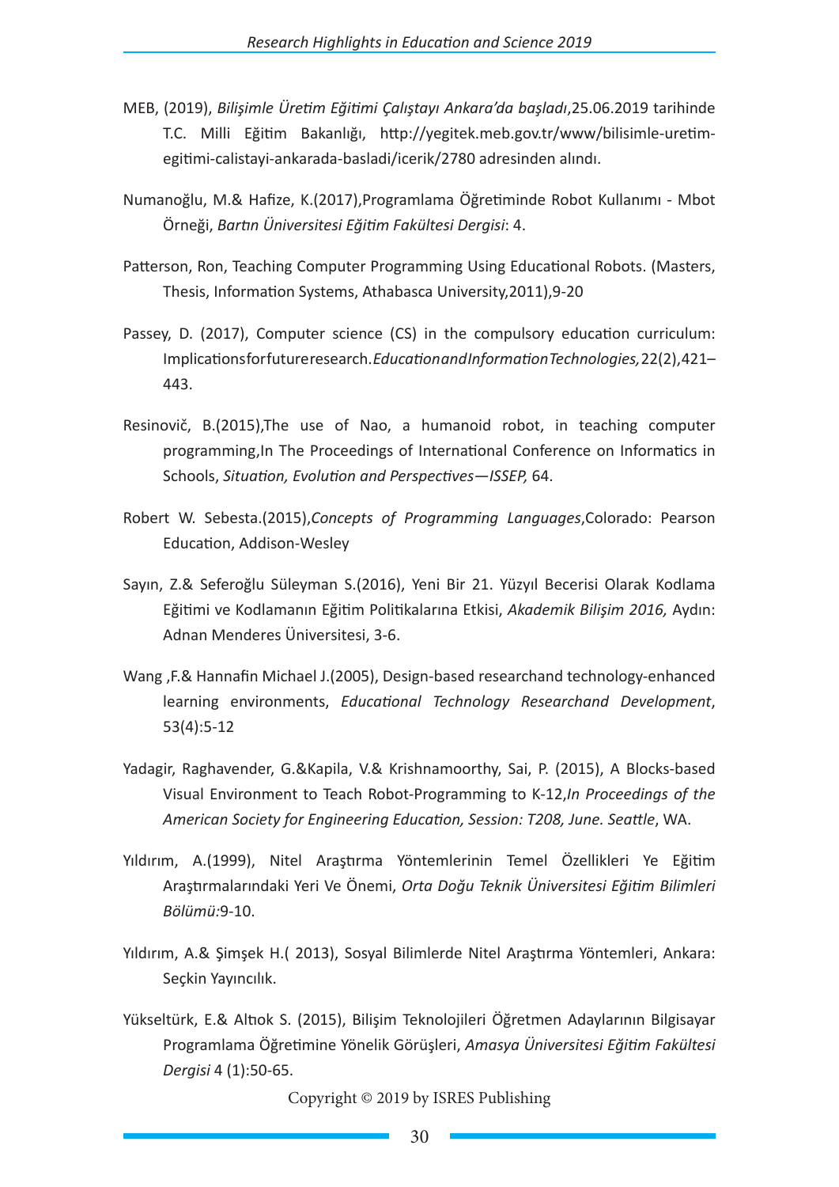MEB, (2019), *Bilişimle Üretim Eğitimi Çalıştayı Ankara'da başladı*,25.06.2019 tarihinde T.C. Milli Eğitim Bakanlığı, http://yegitek.meb.gov.tr/www/bilisimle-uretim-egitimi-calistayi-ankarada-basladi/icerik/2780 adresinden alındı.

Numanoğlu, M.& Hafize, K.(2017),Programlama Öğretiminde Robot Kullanımı - Mbot Örneği, *Bartın Üniversitesi Eğitim Fakültesi Dergisi*: 4.

Patterson, Ron, Teaching Computer Programming Using Educational Robots. (Masters, Thesis, Information Systems, Athabasca University,2011),9-20

Passey, D. (2017), Computer science (CS) in the compulsory education curriculum: Implicationsforfutureresearch.*EducationandInformationTechnologies,*22(2),421–443.

Resinovič, B.(2015),The use of Nao, a humanoid robot, in teaching computer programming,In The Proceedings of International Conference on Informatics in Schools, *Situation, Evolution and Perspectives—ISSEP,* 64.

Robert W. Sebesta.(2015),*Concepts of Programming Languages*,Colorado: Pearson Education, Addison-Wesley

Sayın, Z.& Seferoğlu Süleyman S.(2016), Yeni Bir 21. Yüzyıl Becerisi Olarak Kodlama Eğitimi ve Kodlamanın Eğitim Politikalarına Etkisi, *Akademik Bilişim 2016,* Aydın: Adnan Menderes Üniversitesi, 3-6.

Wang ,F.& Hannafin Michael J.(2005), Design-based researchand technology-enhanced learning environments, *Educational Technology Researchand Development*, 53(4):5-12

Yadagir, Raghavender, G.&Kapila, V.& Krishnamoorthy, Sai, P. (2015), A Blocks-based Visual Environment to Teach Robot-Programming to K-12,*In Proceedings of the American Society for Engineering Education, Session: T208, June. Seattle*, WA.

Yıldırım, A.(1999), Nitel Araştırma Yöntemlerinin Temel Özellikleri Ye Eğitim Araştırmalarındaki Yeri Ve Önemi, *Orta Doğu Teknik Üniversitesi Eğitim Bilimleri Bölümü:*9-10.

Yıldırım, A.& Şimşek H.( 2013), Sosyal Bilimlerde Nitel Araştırma Yöntemleri, Ankara: Seçkin Yayıncılık.

Yükseltürk, E.& Altıok S. (2015), Bilişim Teknolojileri Öğretmen Adaylarının Bilgisayar Programlama Öğretimine Yönelik Görüşleri, *Amasya Üniversitesi Eğitim Fakültesi Dergisi* 4 (1):50-65.

Copyright © 2019 by ISRES Publishing